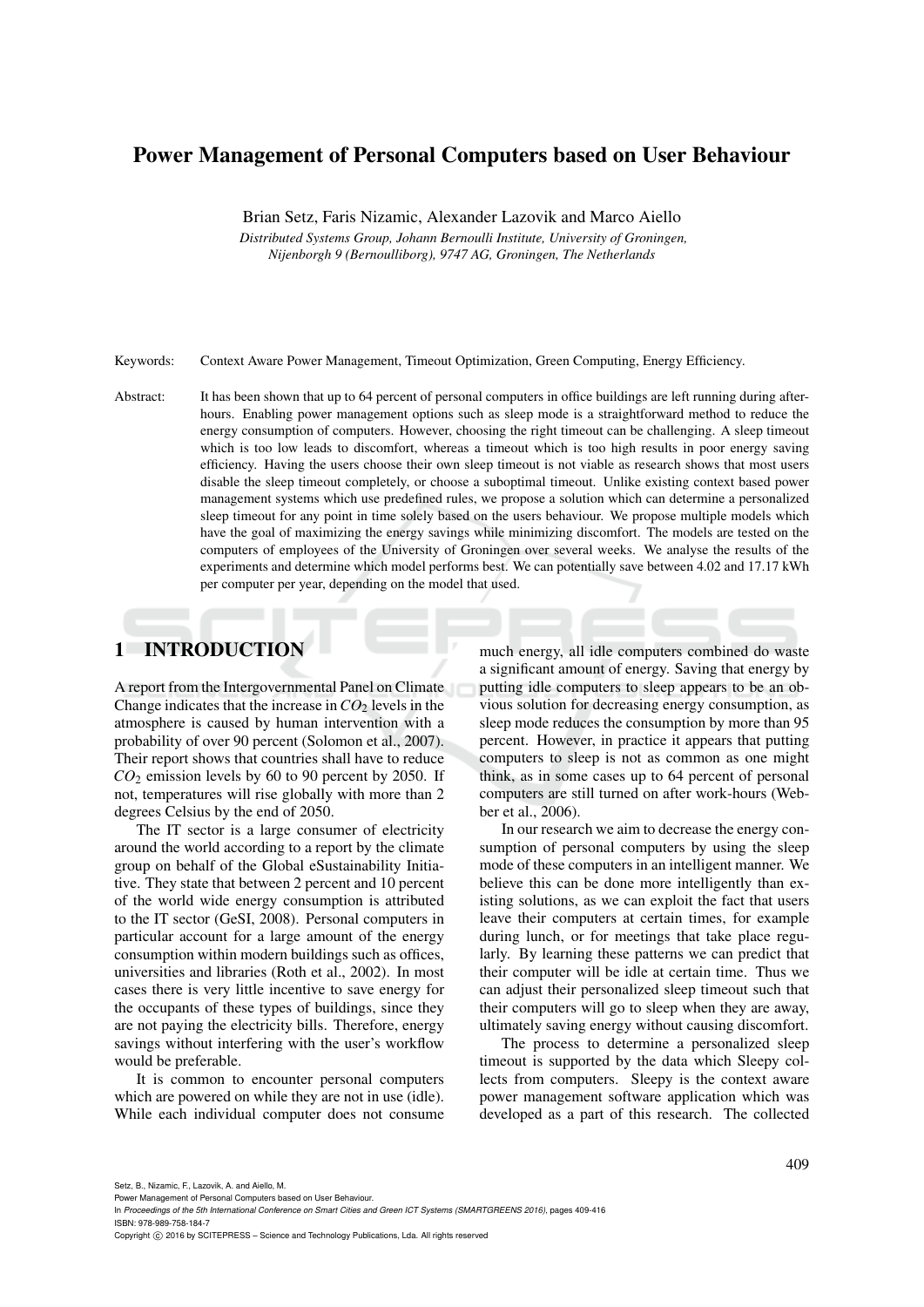# Power Management of Personal Computers based on User Behaviour

Brian Setz, Faris Nizamic, Alexander Lazovik and Marco Aiello

*Distributed Systems Group, Johann Bernoulli Institute, University of Groningen, Nijenborgh 9 (Bernoulliborg), 9747 AG, Groningen, The Netherlands*

Keywords: Context Aware Power Management, Timeout Optimization, Green Computing, Energy Efficiency.

Abstract: It has been shown that up to 64 percent of personal computers in office buildings are left running during after-hours. Enabling power management options such as sleep mode is a straightforward method to reduce the energy consumption of computers. However, choosing the right timeout can be challenging. A sleep timeout which is too low leads to discomfort, whereas a timeout which is too high results in poor energy saving efficiency. Having the users choose their own sleep timeout is not viable as research shows that most users disable the sleep timeout completely, or choose a suboptimal timeout. Unlike existing context based power management systems which use predefined rules, we propose a solution which can determine a personalized sleep timeout for any point in time solely based on the users behaviour. We propose multiple models which have the goal of maximizing the energy savings while minimizing discomfort. The models are tested on the computers of employees of the University of Groningen over several weeks. We analyse the results of the experiments and determine which model performs best. We can potentially save between 4.02 and 17.17 kWh per computer per year, depending on the model that used.

## 1 INTRODUCTION

A report from the Intergovernmental Panel on Climate Change indicates that the increase in $CO_2$ levels in the atmosphere is caused by human intervention with a probability of over 90 percent (Solomon et al., 2007). Their report shows that countries shall have to reduce $CO_2$ emission levels by 60 to 90 percent by 2050. If not, temperatures will rise globally with more than 2 degrees Celsius by the end of 2050.

The IT sector is a large consumer of electricity around the world according to a report by the climate group on behalf of the Global eSustainability Initiative. They state that between 2 percent and 10 percent of the world wide energy consumption is attributed to the IT sector (GeSI, 2008). Personal computers in particular account for a large amount of the energy consumption within modern buildings such as offices, universities and libraries (Roth et al., 2002). In most cases there is very little incentive to save energy for the occupants of these types of buildings, since they are not paying the electricity bills. Therefore, energy savings without interfering with the user's workflow would be preferable.

It is common to encounter personal computers which are powered on while they are not in use (idle). While each individual computer does not consume much energy, all idle computers combined do waste a significant amount of energy. Saving that energy by putting idle computers to sleep appears to be an obvious solution for decreasing energy consumption, as sleep mode reduces the consumption by more than 95 percent. However, in practice it appears that putting computers to sleep is not as common as one might think, as in some cases up to 64 percent of personal computers are still turned on after work-hours (Webber et al., 2006).

In our research we aim to decrease the energy consumption of personal computers by using the sleep mode of these computers in an intelligent manner. We believe this can be done more intelligently than existing solutions, as we can exploit the fact that users leave their computers at certain times, for example during lunch, or for meetings that take place regularly. By learning these patterns we can predict that their computer will be idle at certain time. Thus we can adjust their personalized sleep timeout such that their computers will go to sleep when they are away, ultimately saving energy without causing discomfort.

The process to determine a personalized sleep timeout is supported by the data which Sleepy collects from computers. Sleepy is the context aware power management software application which was developed as a part of this research. The collected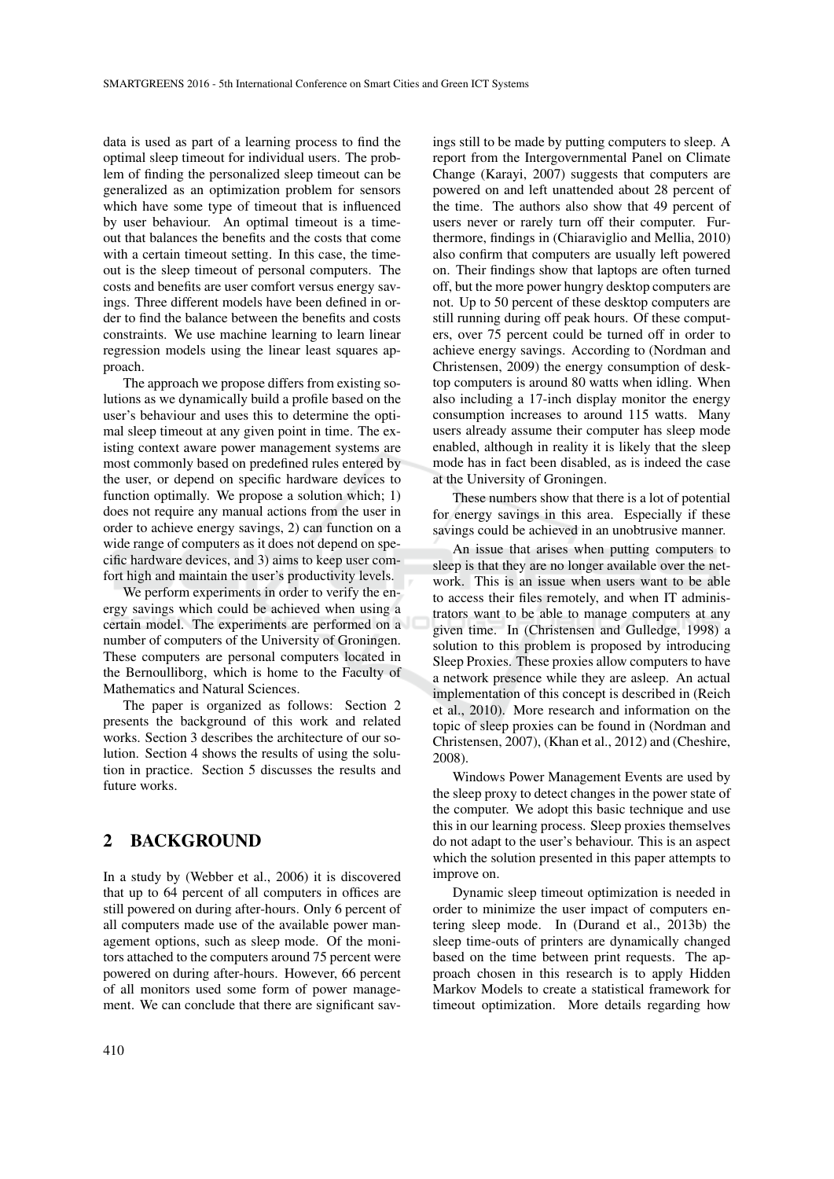data is used as part of a learning process to find the optimal sleep timeout for individual users. The problem of finding the personalized sleep timeout can be generalized as an optimization problem for sensors which have some type of timeout that is influenced by user behaviour. An optimal timeout is a timeout that balances the benefits and the costs that come with a certain timeout setting. In this case, the timeout is the sleep timeout of personal computers. The costs and benefits are user comfort versus energy savings. Three different models have been defined in order to find the balance between the benefits and costs constraints. We use machine learning to learn linear regression models using the linear least squares approach.

The approach we propose differs from existing solutions as we dynamically build a profile based on the user's behaviour and uses this to determine the optimal sleep timeout at any given point in time. The existing context aware power management systems are most commonly based on predefined rules entered by the user, or depend on specific hardware devices to function optimally. We propose a solution which; 1) does not require any manual actions from the user in order to achieve energy savings, 2) can function on a wide range of computers as it does not depend on specific hardware devices, and 3) aims to keep user comfort high and maintain the user's productivity levels.

We perform experiments in order to verify the energy savings which could be achieved when using a certain model. The experiments are performed on a number of computers of the University of Groningen. These computers are personal computers located in the Bernoulliborg, which is home to the Faculty of Mathematics and Natural Sciences.

The paper is organized as follows: Section 2 presents the background of this work and related works. Section 3 describes the architecture of our solution. Section 4 shows the results of using the solution in practice. Section 5 discusses the results and future works.

## 2 BACKGROUND

In a study by (Webber et al., 2006) it is discovered that up to 64 percent of all computers in offices are still powered on during after-hours. Only 6 percent of all computers made use of the available power management options, such as sleep mode. Of the monitors attached to the computers around 75 percent were powered on during after-hours. However, 66 percent of all monitors used some form of power management. We can conclude that there are significant savings still to be made by putting computers to sleep. A report from the Intergovernmental Panel on Climate Change (Karayi, 2007) suggests that computers are powered on and left unattended about 28 percent of the time. The authors also show that 49 percent of users never or rarely turn off their computer. Furthermore, findings in (Chiaraviglio and Mellia, 2010) also confirm that computers are usually left powered on. Their findings show that laptops are often turned off, but the more power hungry desktop computers are not. Up to 50 percent of these desktop computers are still running during off peak hours. Of these computers, over 75 percent could be turned off in order to achieve energy savings. According to (Nordman and Christensen, 2009) the energy consumption of desktop computers is around 80 watts when idling. When also including a 17-inch display monitor the energy consumption increases to around 115 watts. Many users already assume their computer has sleep mode enabled, although in reality it is likely that the sleep mode has in fact been disabled, as is indeed the case at the University of Groningen.

These numbers show that there is a lot of potential for energy savings in this area. Especially if these savings could be achieved in an unobtrusive manner.

An issue that arises when putting computers to sleep is that they are no longer available over the network. This is an issue when users want to be able to access their files remotely, and when IT administrators want to be able to manage computers at any given time. In (Christensen and Gulledge, 1998) a solution to this problem is proposed by introducing Sleep Proxies. These proxies allow computers to have a network presence while they are asleep. An actual implementation of this concept is described in (Reich et al., 2010). More research and information on the topic of sleep proxies can be found in (Nordman and Christensen, 2007), (Khan et al., 2012) and (Cheshire, 2008).

Windows Power Management Events are used by the sleep proxy to detect changes in the power state of the computer. We adopt this basic technique and use this in our learning process. Sleep proxies themselves do not adapt to the user's behaviour. This is an aspect which the solution presented in this paper attempts to improve on.

Dynamic sleep timeout optimization is needed in order to minimize the user impact of computers entering sleep mode. In (Durand et al., 2013b) the sleep time-outs of printers are dynamically changed based on the time between print requests. The approach chosen in this research is to apply Hidden Markov Models to create a statistical framework for timeout optimization. More details regarding how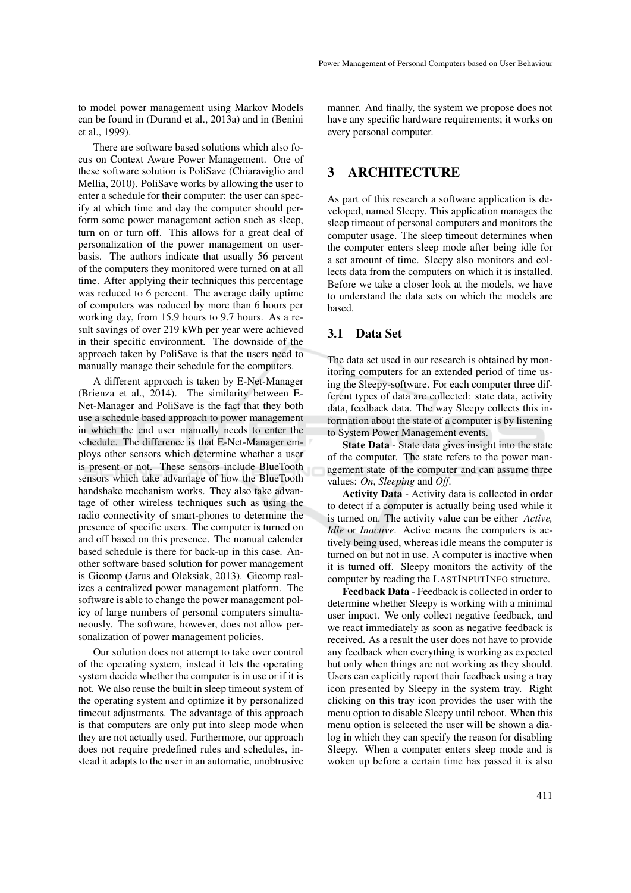to model power management using Markov Models can be found in (Durand et al., 2013a) and in (Benini et al., 1999).

There are software based solutions which also focus on Context Aware Power Management. One of these software solution is PoliSave (Chiaraviglio and Mellia, 2010). PoliSave works by allowing the user to enter a schedule for their computer: the user can specify at which time and day the computer should perform some power management action such as sleep, turn on or turn off. This allows for a great deal of personalization of the power management on user-basis. The authors indicate that usually 56 percent of the computers they monitored were turned on at all time. After applying their techniques this percentage was reduced to 6 percent. The average daily uptime of computers was reduced by more than 6 hours per working day, from 15.9 hours to 9.7 hours. As a result savings of over 219 kWh per year were achieved in their specific environment. The downside of the approach taken by PoliSave is that the users need to manually manage their schedule for the computers.

A different approach is taken by E-Net-Manager (Brienza et al., 2014). The similarity between E-Net-Manager and PoliSave is the fact that they both use a schedule based approach to power management in which the end user manually needs to enter the schedule. The difference is that E-Net-Manager employs other sensors which determine whether a user is present or not. These sensors include BlueTooth sensors which take advantage of how the BlueTooth handshake mechanism works. They also take advantage of other wireless techniques such as using the radio connectivity of smart-phones to determine the presence of specific users. The computer is turned on and off based on this presence. The manual calender based schedule is there for back-up in this case. Another software based solution for power management is Gicomp (Jarus and Oleksiak, 2013). Gicomp realizes a centralized power management platform. The software is able to change the power management policy of large numbers of personal computers simultaneously. The software, however, does not allow personalization of power management policies.

Our solution does not attempt to take over control of the operating system, instead it lets the operating system decide whether the computer is in use or if it is not. We also reuse the built in sleep timeout system of the operating system and optimize it by personalized timeout adjustments. The advantage of this approach is that computers are only put into sleep mode when they are not actually used. Furthermore, our approach does not require predefined rules and schedules, instead it adapts to the user in an automatic, unobtrusive manner. And finally, the system we propose does not have any specific hardware requirements; it works on every personal computer.

# 3 ARCHITECTURE

As part of this research a software application is developed, named Sleepy. This application manages the sleep timeout of personal computers and monitors the computer usage. The sleep timeout determines when the computer enters sleep mode after being idle for a set amount of time. Sleepy also monitors and collects data from the computers on which it is installed. Before we take a closer look at the models, we have to understand the data sets on which the models are based.

## 3.1 Data Set

The data set used in our research is obtained by monitoring computers for an extended period of time using the Sleepy-software. For each computer three different types of data are collected: state data, activity data, feedback data. The way Sleepy collects this information about the state of a computer is by listening to System Power Management events.

**State Data** - State data gives insight into the state of the computer. The state refers to the power management state of the computer and can assume three values: *On*, *Sleeping* and *Off*.

**Activity Data** - Activity data is collected in order to detect if a computer is actually being used while it is turned on. The activity value can be either *Active, Idle* or *Inactive*. Active means the computers is actively being used, whereas idle means the computer is turned on but not in use. A computer is inactive when it is turned off. Sleepy monitors the activity of the computer by reading the LASTINPUTINFO structure.

**Feedback Data** - Feedback is collected in order to determine whether Sleepy is working with a minimal user impact. We only collect negative feedback, and we react immediately as soon as negative feedback is received. As a result the user does not have to provide any feedback when everything is working as expected but only when things are not working as they should. Users can explicitly report their feedback using a tray icon presented by Sleepy in the system tray. Right clicking on this tray icon provides the user with the menu option to disable Sleepy until reboot. When this menu option is selected the user will be shown a dialog in which they can specify the reason for disabling Sleepy. When a computer enters sleep mode and is woken up before a certain time has passed it is also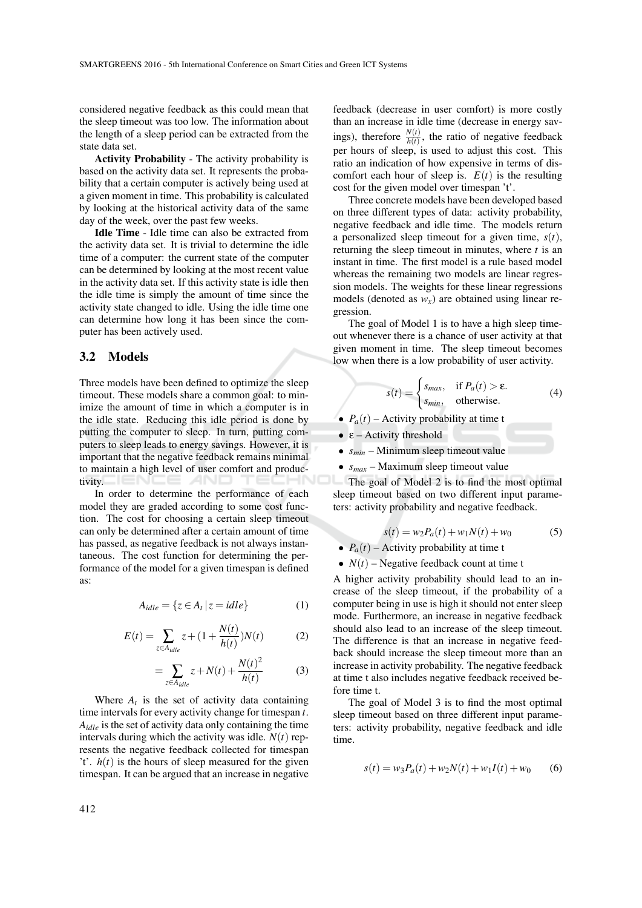considered negative feedback as this could mean that the sleep timeout was too low. The information about the length of a sleep period can be extracted from the state data set.

**Activity Probability** - The activity probability is based on the activity data set. It represents the probability that a certain computer is actively being used at a given moment in time. This probability is calculated by looking at the historical activity data of the same day of the week, over the past few weeks.

**Idle Time** - Idle time can also be extracted from the activity data set. It is trivial to determine the idle time of a computer: the current state of the computer can be determined by looking at the most recent value in the activity data set. If this activity state is idle then the idle time is simply the amount of time since the activity state changed to idle. Using the idle time one can determine how long it has been since the computer has been actively used.

### 3.2 Models

Three models have been defined to optimize the sleep timeout. These models share a common goal: to minimize the amount of time in which a computer is in the idle state. Reducing this idle period is done by putting the computer to sleep. In turn, putting computers to sleep leads to energy savings. However, it is important that the negative feedback remains minimal to maintain a high level of user comfort and productivity.

In order to determine the performance of each model they are graded according to some cost function. The cost for choosing a certain sleep timeout can only be determined after a certain amount of time has passed, as negative feedback is not always instantaneous. The cost function for determining the performance of the model for a given timespan is defined as:

$$A_{idle} = \{z \in A_t \,|\, z = idle\} \tag{1}$$

$$E(t) = \sum_{z \in A_{idle}} z + \left(1 + \frac{N(t)}{h(t)}\right) N(t) \tag{2}$$

$$= \sum_{z \in A_{idle}} z + N(t) + \frac{N(t)^2}{h(t)} \tag{3}$$

Where $A_t$ is the set of activity data containing time intervals for every activity change for timespan $t$. $A_{idle}$ is the set of activity data only containing the time intervals during which the activity was idle. $N(t)$ represents the negative feedback collected for timespan 't'. $h(t)$ is the hours of sleep measured for the given timespan. It can be argued that an increase in negative feedback (decrease in user comfort) is more costly than an increase in idle time (decrease in energy savings), therefore $\frac{N(t)}{h(t)}$, the ratio of negative feedback per hours of sleep, is used to adjust this cost. This ratio an indication of how expensive in terms of discomfort each hour of sleep is. $E(t)$ is the resulting cost for the given model over timespan 't'.

Three concrete models have been developed based on three different types of data: activity probability, negative feedback and idle time. The models return a personalized sleep timeout for a given time, $s(t)$, returning the sleep timeout in minutes, where $t$ is an instant in time. The first model is a rule based model whereas the remaining two models are linear regression models. The weights for these linear regressions models (denoted as $w_x$) are obtained using linear regression.

The goal of Model 1 is to have a high sleep timeout whenever there is a chance of user activity at that given moment in time. The sleep timeout becomes low when there is a low probability of user activity.

$$s(t) = \begin{cases} s_{max}, & \text{if } P_a(t) > \varepsilon. \\ s_{min}, & \text{otherwise.} \end{cases} \tag{4}$$

- $P_a(t)$ – Activity probability at time t
- $\varepsilon$ – Activity threshold
- $s_{min}$ – Minimum sleep timeout value
- $s_{max}$ – Maximum sleep timeout value

The goal of Model 2 is to find the most optimal sleep timeout based on two different input parameters: activity probability and negative feedback.

$$s(t) = w_2 P_a(t) + w_1 N(t) + w_0 \tag{5}$$

- $P_a(t)$ – Activity probability at time t
- $N(t)$ – Negative feedback count at time t

A higher activity probability should lead to an increase of the sleep timeout, if the probability of a computer being in use is high it should not enter sleep mode. Furthermore, an increase in negative feedback should also lead to an increase of the sleep timeout. The difference is that an increase in negative feedback should increase the sleep timeout more than an increase in activity probability. The negative feedback at time t also includes negative feedback received before time t.

The goal of Model 3 is to find the most optimal sleep timeout based on three different input parameters: activity probability, negative feedback and idle time.

$$s(t) = w_3 P_a(t) + w_2 N(t) + w_1 I(t) + w_0 \tag{6}$$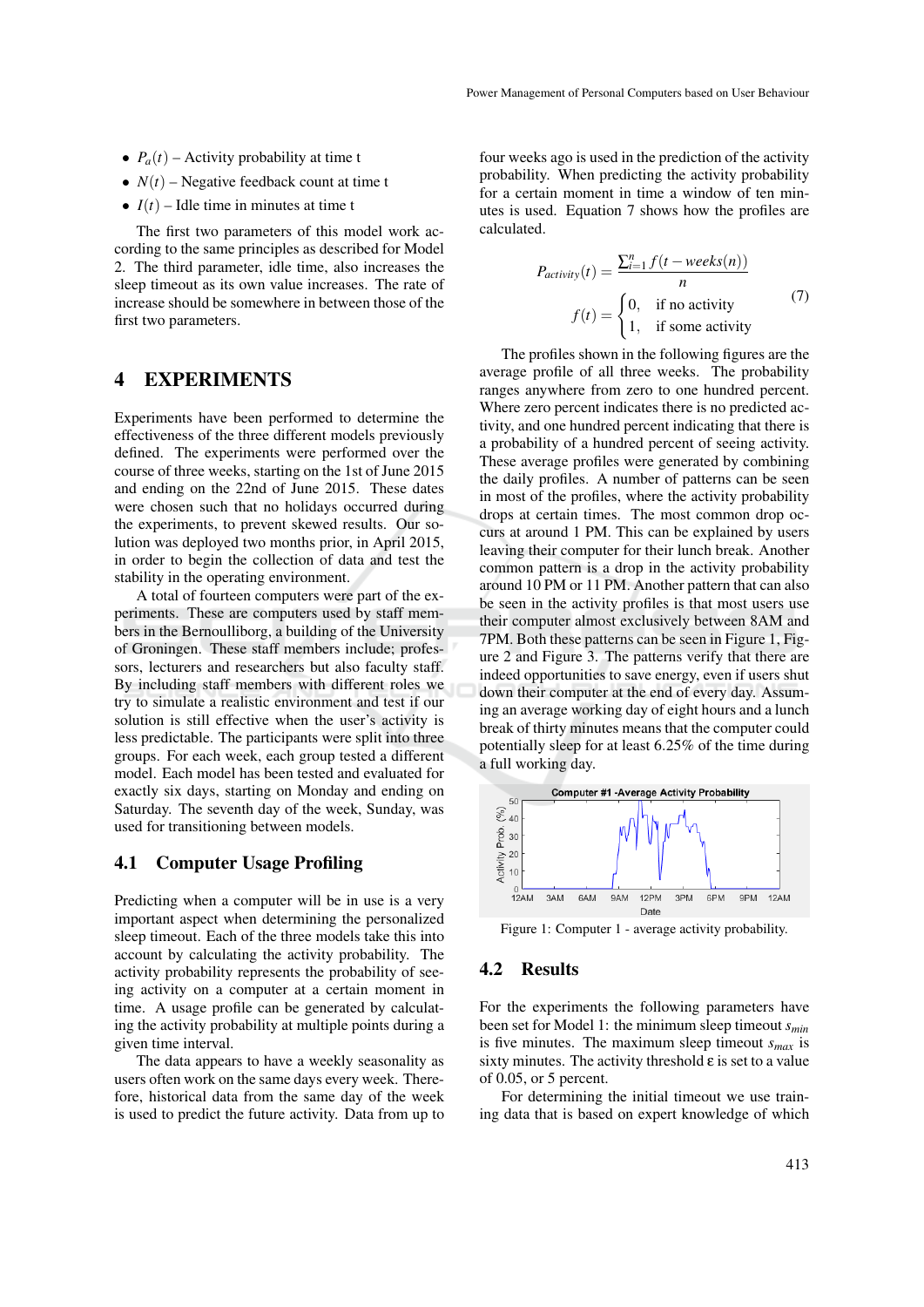- $P_a(t)$ – Activity probability at time t
- $N(t)$ – Negative feedback count at time t
- $I(t)$ – Idle time in minutes at time t

The first two parameters of this model work according to the same principles as described for Model 2. The third parameter, idle time, also increases the sleep timeout as its own value increases. The rate of increase should be somewhere in between those of the first two parameters.

## 4 EXPERIMENTS

Experiments have been performed to determine the effectiveness of the three different models previously defined. The experiments were performed over the course of three weeks, starting on the 1st of June 2015 and ending on the 22nd of June 2015. These dates were chosen such that no holidays occurred during the experiments, to prevent skewed results. Our solution was deployed two months prior, in April 2015, in order to begin the collection of data and test the stability in the operating environment.

A total of fourteen computers were part of the experiments. These are computers used by staff members in the Bernoulliborg, a building of the University of Groningen. These staff members include; professors, lecturers and researchers but also faculty staff. By including staff members with different roles we try to simulate a realistic environment and test if our solution is still effective when the user's activity is less predictable. The participants were split into three groups. For each week, each group tested a different model. Each model has been tested and evaluated for exactly six days, starting on Monday and ending on Saturday. The seventh day of the week, Sunday, was used for transitioning between models.

### 4.1 Computer Usage Profiling

Predicting when a computer will be in use is a very important aspect when determining the personalized sleep timeout. Each of the three models take this into account by calculating the activity probability. The activity probability represents the probability of seeing activity on a computer at a certain moment in time. A usage profile can be generated by calculating the activity probability at multiple points during a given time interval.

The data appears to have a weekly seasonality as users often work on the same days every week. Therefore, historical data from the same day of the week is used to predict the future activity. Data from up to four weeks ago is used in the prediction of the activity probability. When predicting the activity probability for a certain moment in time a window of ten minutes is used. Equation 7 shows how the profiles are calculated.

$$P_{activity}(t) = \frac{\sum_{i=1}^{n} f(t - weeks(n))}{n}$$
$$f(t) = \begin{cases} 0, & \text{if no activity} \\ 1, & \text{if some activity} \end{cases} \tag{7}$$

The profiles shown in the following figures are the average profile of all three weeks. The probability ranges anywhere from zero to one hundred percent. Where zero percent indicates there is no predicted activity, and one hundred percent indicating that there is a probability of a hundred percent of seeing activity. These average profiles were generated by combining the daily profiles. A number of patterns can be seen in most of the profiles, where the activity probability drops at certain times. The most common drop occurs at around 1 PM. This can be explained by users leaving their computer for their lunch break. Another common pattern is a drop in the activity probability around 10 PM or 11 PM. Another pattern that can also be seen in the activity profiles is that most users use their computer almost exclusively between 8AM and 7PM. Both these patterns can be seen in Figure 1, Figure 2 and Figure 3. The patterns verify that there are indeed opportunities to save energy, even if users shut down their computer at the end of every day. Assuming an average working day of eight hours and a lunch break of thirty minutes means that the computer could potentially sleep for at least 6.25% of the time during a full working day.

Figure 1: Computer 1 - average activity probability.

### 4.2 Results

For the experiments the following parameters have been set for Model 1: the minimum sleep timeout $s_{min}$ is five minutes. The maximum sleep timeout $s_{max}$ is sixty minutes. The activity threshold $\varepsilon$ is set to a value of 0.05, or 5 percent.

For determining the initial timeout we use training data that is based on expert knowledge of which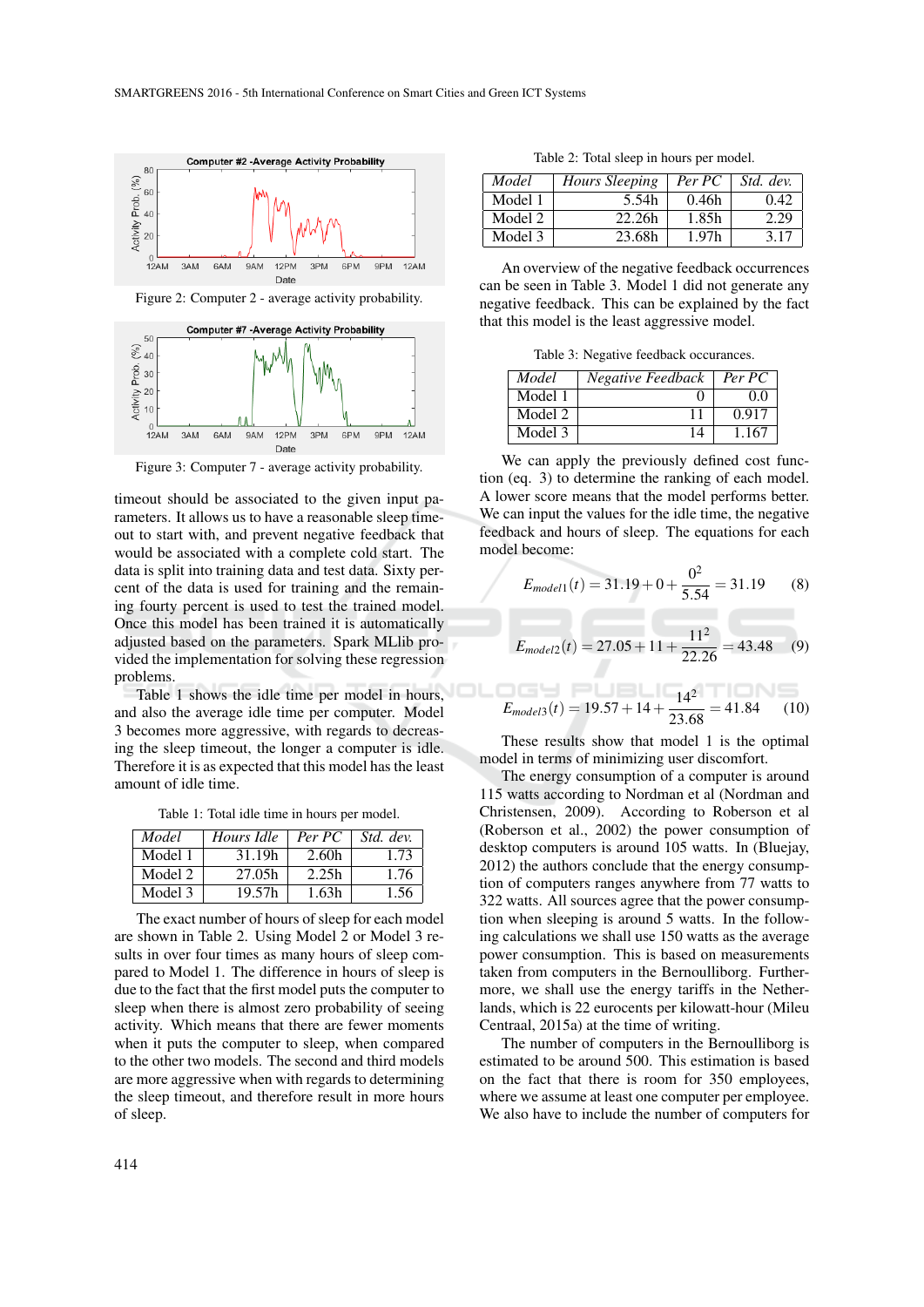Figure 2: Computer 2 - average activity probability.

Figure 3: Computer 7 - average activity probability.

timeout should be associated to the given input parameters. It allows us to have a reasonable sleep timeout to start with, and prevent negative feedback that would be associated with a complete cold start. The data is split into training data and test data. Sixty percent of the data is used for training and the remaining fourty percent is used to test the trained model. Once this model has been trained it is automatically adjusted based on the parameters. Spark MLlib provided the implementation for solving these regression problems.

Table 1 shows the idle time per model in hours, and also the average idle time per computer. Model 3 becomes more aggressive, with regards to decreasing the sleep timeout, the longer a computer is idle. Therefore it is as expected that this model has the least amount of idle time.

Table 1: Total idle time in hours per model.

| *Model* | *Hours Idle* | *Per PC* | *Std. dev.* |
|---|---|---|---|
| Model 1 | 31.19h | 2.60h | 1.73 |
| Model 2 | 27.05h | 2.25h | 1.76 |
| Model 3 | 19.57h | 1.63h | 1.56 |

The exact number of hours of sleep for each model are shown in Table 2. Using Model 2 or Model 3 results in over four times as many hours of sleep compared to Model 1. The difference in hours of sleep is due to the fact that the first model puts the computer to sleep when there is almost zero probability of seeing activity. Which means that there are fewer moments when it puts the computer to sleep, when compared to the other two models. The second and third models are more aggressive when with regards to determining the sleep timeout, and therefore result in more hours of sleep.

Table 2: Total sleep in hours per model.

| *Model* | *Hours Sleeping* | *Per PC* | *Std. dev.* |
|---|---|---|---|
| Model 1 | 5.54h | 0.46h | 0.42 |
| Model 2 | 22.26h | 1.85h | 2.29 |
| Model 3 | 23.68h | 1.97h | 3.17 |

An overview of the negative feedback occurrences can be seen in Table 3. Model 1 did not generate any negative feedback. This can be explained by the fact that this model is the least aggressive model.

Table 3: Negative feedback occurances.

| *Model* | *Negative Feedback* | *Per PC* |
|---|---|---|
| Model 1 | 0 | 0.0 |
| Model 2 | 11 | 0.917 |
| Model 3 | 14 | 1.167 |

We can apply the previously defined cost function (eq. 3) to determine the ranking of each model. A lower score means that the model performs better. We can input the values for the idle time, the negative feedback and hours of sleep. The equations for each model become:

$$E_{model1}(t) = 31.19 + 0 + \frac{0^2}{5.54} = 31.19 \tag{8}$$

$$E_{model2}(t) = 27.05 + 11 + \frac{11^2}{22.26} = 43.48 \tag{9}$$

$$E_{model3}(t) = 19.57 + 14 + \frac{14^2}{23.68} = 41.84 \tag{10}$$

These results show that model 1 is the optimal model in terms of minimizing user discomfort.

The energy consumption of a computer is around 115 watts according to Nordman et al (Nordman and Christensen, 2009). According to Roberson et al (Roberson et al., 2002) the power consumption of desktop computers is around 105 watts. In (Bluejay, 2012) the authors conclude that the energy consumption of computers ranges anywhere from 77 watts to 322 watts. All sources agree that the power consumption when sleeping is around 5 watts. In the following calculations we shall use 150 watts as the average power consumption. This is based on measurements taken from computers in the Bernoulliborg. Furthermore, we shall use the energy tariffs in the Netherlands, which is 22 eurocents per kilowatt-hour (Mileu Centraal, 2015a) at the time of writing.

The number of computers in the Bernoulliborg is estimated to be around 500. This estimation is based on the fact that there is room for 350 employees, where we assume at least one computer per employee. We also have to include the number of computers for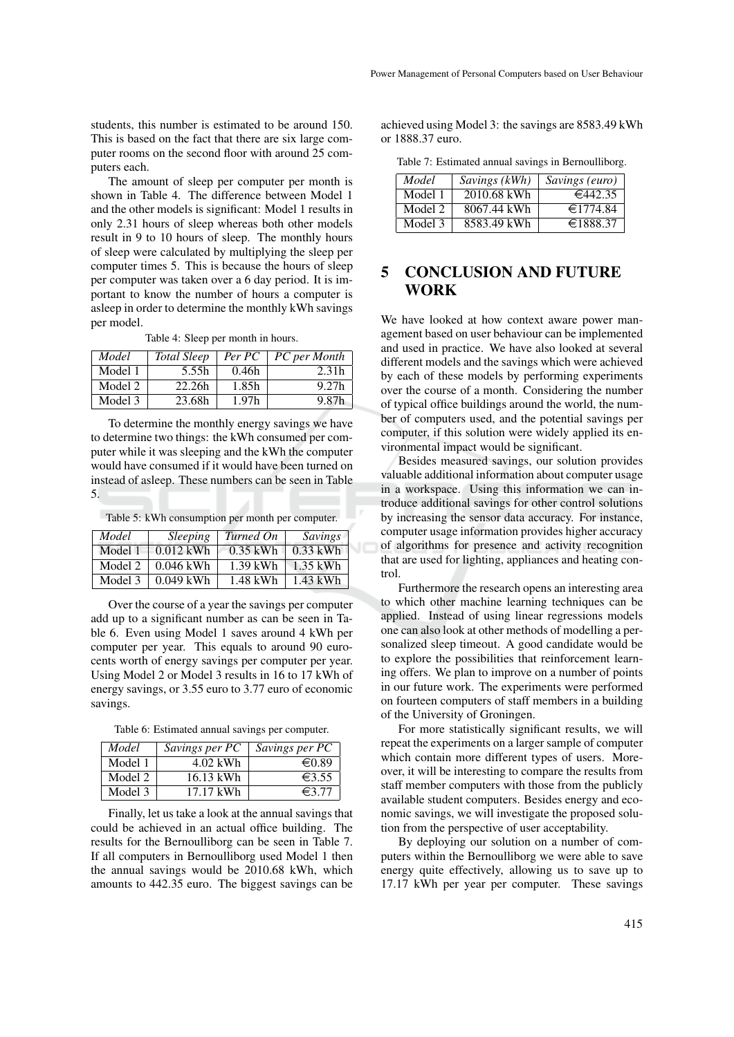students, this number is estimated to be around 150. This is based on the fact that there are six large computer rooms on the second floor with around 25 computers each.

The amount of sleep per computer per month is shown in Table 4. The difference between Model 1 and the other models is significant: Model 1 results in only 2.31 hours of sleep whereas both other models result in 9 to 10 hours of sleep. The monthly hours of sleep were calculated by multiplying the sleep per computer times 5. This is because the hours of sleep per computer was taken over a 6 day period. It is important to know the number of hours a computer is asleep in order to determine the monthly kWh savings per model.

Table 4: Sleep per month in hours.

| *Model* | *Total Sleep* | *Per PC* | *PC per Month* |
|---|---|---|---|
| Model 1 | 5.55h | 0.46h | 2.31h |
| Model 2 | 22.26h | 1.85h | 9.27h |
| Model 3 | 23.68h | 1.97h | 9.87h |

To determine the monthly energy savings we have to determine two things: the kWh consumed per computer while it was sleeping and the kWh the computer would have consumed if it would have been turned on instead of asleep. These numbers can be seen in Table 5.

Table 5: kWh consumption per month per computer.

| *Model* | *Sleeping* | *Turned On* | *Savings* |
|---|---|---|---|
| Model 1 | 0.012 kWh | 0.35 kWh | 0.33 kWh |
| Model 2 | 0.046 kWh | 1.39 kWh | 1.35 kWh |
| Model 3 | 0.049 kWh | 1.48 kWh | 1.43 kWh |

Over the course of a year the savings per computer add up to a significant number as can be seen in Table 6. Even using Model 1 saves around 4 kWh per computer per year. This equals to around 90 eurocents worth of energy savings per computer per year. Using Model 2 or Model 3 results in 16 to 17 kWh of energy savings, or 3.55 euro to 3.77 euro of economic savings.

Table 6: Estimated annual savings per computer.

| *Model* | *Savings per PC* | *Savings per PC* |
|---|---|---|
| Model 1 | 4.02 kWh | €0.89 |
| Model 2 | 16.13 kWh | €3.55 |
| Model 3 | 17.17 kWh | €3.77 |

Finally, let us take a look at the annual savings that could be achieved in an actual office building. The results for the Bernoulliborg can be seen in Table 7. If all computers in Bernoulliborg used Model 1 then the annual savings would be 2010.68 kWh, which amounts to 442.35 euro. The biggest savings can be achieved using Model 3: the savings are 8583.49 kWh or 1888.37 euro.

Table 7: Estimated annual savings in Bernoulliborg.

| *Model* | *Savings (kWh)* | *Savings (euro)* |
|---|---|---|
| Model 1 | 2010.68 kWh | €442.35 |
| Model 2 | 8067.44 kWh | €1774.84 |
| Model 3 | 8583.49 kWh | €1888.37 |

## 5 CONCLUSION AND FUTURE WORK

We have looked at how context aware power management based on user behaviour can be implemented and used in practice. We have also looked at several different models and the savings which were achieved by each of these models by performing experiments over the course of a month. Considering the number of typical office buildings around the world, the number of computers used, and the potential savings per computer, if this solution were widely applied its environmental impact would be significant.

Besides measured savings, our solution provides valuable additional information about computer usage in a workspace. Using this information we can introduce additional savings for other control solutions by increasing the sensor data accuracy. For instance, computer usage information provides higher accuracy of algorithms for presence and activity recognition that are used for lighting, appliances and heating control.

Furthermore the research opens an interesting area to which other machine learning techniques can be applied. Instead of using linear regressions models one can also look at other methods of modelling a personalized sleep timeout. A good candidate would be to explore the possibilities that reinforcement learning offers. We plan to improve on a number of points in our future work. The experiments were performed on fourteen computers of staff members in a building of the University of Groningen.

For more statistically significant results, we will repeat the experiments on a larger sample of computer which contain more different types of users. Moreover, it will be interesting to compare the results from staff member computers with those from the publicly available student computers. Besides energy and economic savings, we will investigate the proposed solution from the perspective of user acceptability.

By deploying our solution on a number of computers within the Bernoulliborg we were able to save energy quite effectively, allowing us to save up to 17.17 kWh per year per computer. These savings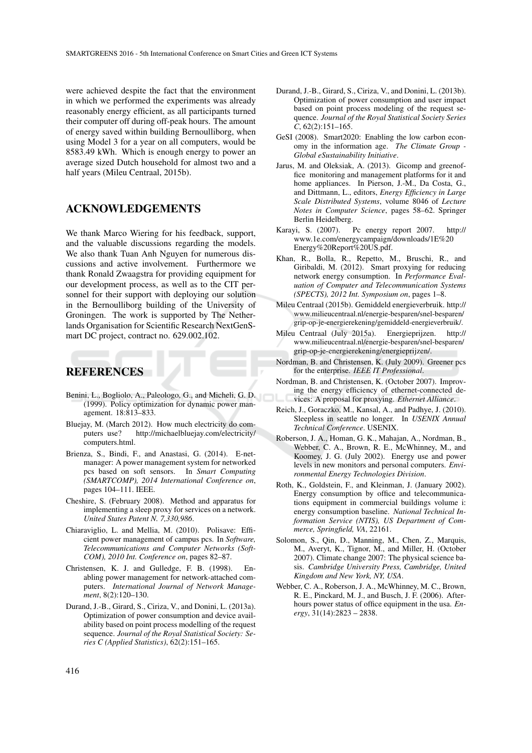were achieved despite the fact that the environment in which we performed the experiments was already reasonably energy efficient, as all participants turned their computer off during off-peak hours. The amount of energy saved within building Bernoulliborg, when using Model 3 for a year on all computers, would be 8583.49 kWh. Which is enough energy to power an average sized Dutch household for almost two and a half years (Mileu Centraal, 2015b).

## ACKNOWLEDGEMENTS

We thank Marco Wiering for his feedback, support, and the valuable discussions regarding the models. We also thank Tuan Anh Nguyen for numerous discussions and active involvement. Furthermore we thank Ronald Zwaagstra for providing equipment for our development process, as well as to the CIT personnel for their support with deploying our solution in the Bernoulliborg building of the University of Groningen. The work is supported by The Netherlands Organisation for Scientific Research NextGenSmart DC project, contract no. 629.002.102.

## REFERENCES

Benini, L., Bogliolo, A., Paleologo, G., and Micheli, G. D. (1999). Policy optimization for dynamic power management. 18:813–833.

Bluejay, M. (March 2012). How much electricity do computers use? http://michaelbluejay.com/electricity/computers.html.

Brienza, S., Bindi, F., and Anastasi, G. (2014). E-net-manager: A power management system for networked pcs based on soft sensors. In *Smart Computing (SMARTCOMP), 2014 International Conference on*, pages 104–111. IEEE.

Cheshire, S. (February 2008). Method and apparatus for implementing a sleep proxy for services on a network. *United States Patent N. 7,330,986*.

Chiaraviglio, L. and Mellia, M. (2010). Polisave: Efficient power management of campus pcs. In *Software, Telecommunications and Computer Networks (SoftCOM), 2010 Int. Conference on*, pages 82–87.

Christensen, K. J. and Gulledge, F. B. (1998). Enabling power management for network-attached computers. *International Journal of Network Management*, 8(2):120–130.

Durand, J.-B., Girard, S., Ciriza, V., and Donini, L. (2013a). Optimization of power consumption and device availability based on point process modelling of the request sequence. *Journal of the Royal Statistical Society: Series C (Applied Statistics)*, 62(2):151–165.

Durand, J.-B., Girard, S., Ciriza, V., and Donini, L. (2013b). Optimization of power consumption and user impact based on point process modeling of the request sequence. *Journal of the Royal Statistical Society Series C*, 62(2):151–165.

GeSI (2008). Smart2020: Enabling the low carbon economy in the information age. *The Climate Group - Global eSustainability Initiative*.

Jarus, M. and Oleksiak, A. (2013). Gicomp and greenoffice monitoring and management platforms for it and home appliances. In Pierson, J.-M., Da Costa, G., and Dittmann, L., editors, *Energy Efficiency in Large Scale Distributed Systems*, volume 8046 of *Lecture Notes in Computer Science*, pages 58–62. Springer Berlin Heidelberg.

Karayi, S. (2007). Pc energy report 2007. http://www.1e.com/energycampaign/downloads/1E%20Energy%20Report%20US.pdf.

Khan, R., Bolla, R., Repetto, M., Bruschi, R., and Giribaldi, M. (2012). Smart proxying for reducing network energy consumption. In *Performance Evaluation of Computer and Telecommunication Systems (SPECTS), 2012 Int. Symposium on*, pages 1–8.

Mileu Centraal (2015b). Gemiddeld energieverbruik. http://www.milieucentraal.nl/energie-besparen/snel-besparen/grip-op-je-energierekening/gemiddeld-energieverbruik/.

Mileu Centraal (July 2015a). Energieprijzen. http://www.milieucentraal.nl/energie-besparen/snel-besparen/grip-op-je-energierekening/energieprijzen/.

Nordman, B. and Christensen, K. (July 2009). Greener pcs for the enterprise. *IEEE IT Professional*.

Nordman, B. and Christensen, K. (October 2007). Improving the energy efficiency of ethernet-connected devices: A proposal for proxying. *Ethernet Alliance*.

Reich, J., Goraczko, M., Kansal, A., and Padhye, J. (2010). Sleepless in seattle no longer. In *USENIX Annual Technical Conference*. USENIX.

Roberson, J. A., Homan, G. K., Mahajan, A., Nordman, B., Webber, C. A., Brown, R. E., McWhinney, M., and Koomey, J. G. (July 2002). Energy use and power levels in new monitors and personal computers. *Environmental Energy Technologies Division*.

Roth, K., Goldstein, F., and Kleinman, J. (January 2002). Energy consumption by office and telecommunications equipment in commercial buildings volume i: energy consumption baseline. *National Technical Information Service (NTIS), US Department of Commerce, Springfield, VA*, 22161.

Solomon, S., Qin, D., Manning, M., Chen, Z., Marquis, M., Averyt, K., Tignor, M., and Miller, H. (October 2007). Climate change 2007: The physical science basis. *Cambridge University Press, Cambridge, United Kingdom and New York, NY, USA*.

Webber, C. A., Roberson, J. A., McWhinney, M. C., Brown, R. E., Pinckard, M. J., and Busch, J. F. (2006). After-hours power status of office equipment in the usa. *Energy*, 31(14):2823 – 2838.